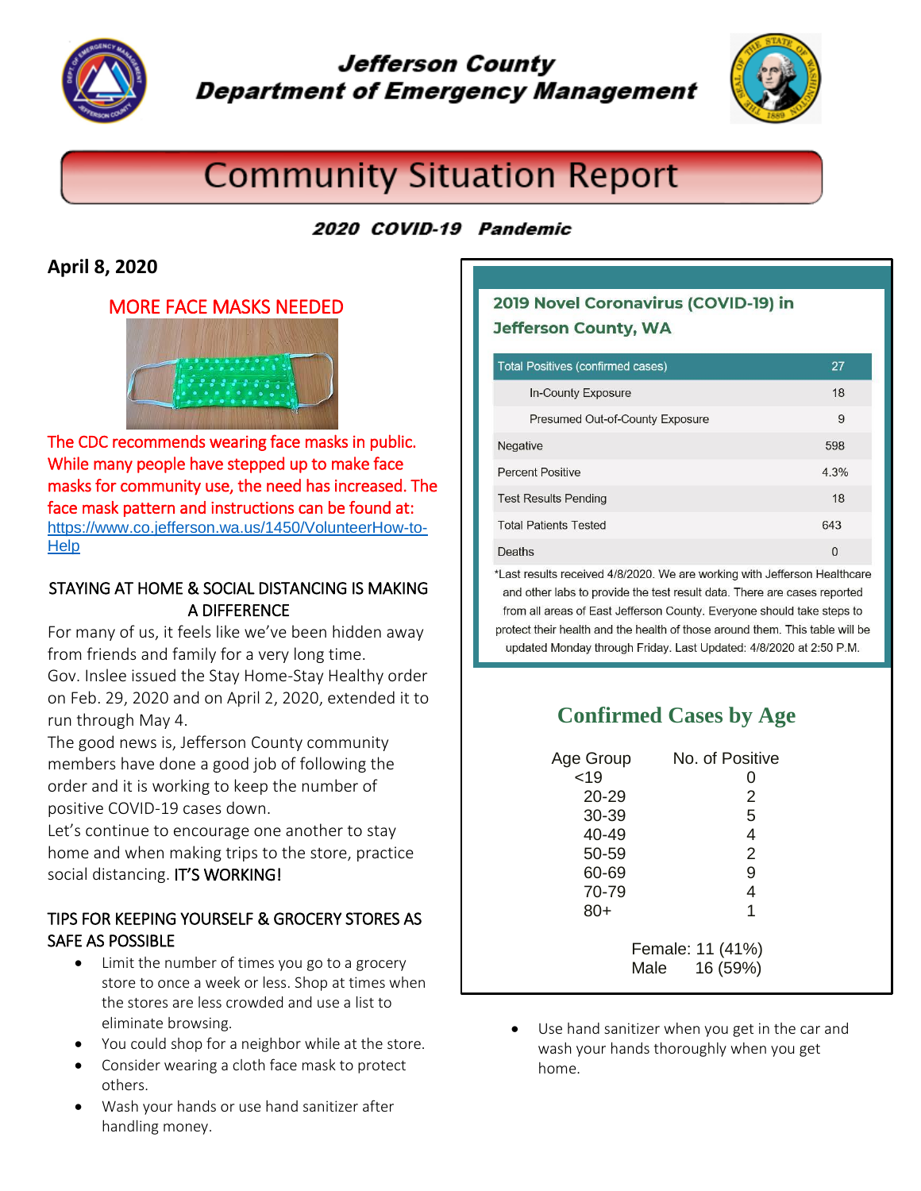# Jefferson County Department of Emergency Management

# Community Situation Report

**2020 COVID-19 Pandemic**

## April 8, 2020

### MORE FACE MASKS NEEDED

The CDC recommends wearing face masks in public. While many people have stepped up to make face masks for community use, the need has increased. The face mask pattern and instructions can be found at: https://www.co.jefferson.wa.us/1450/VolunteerHow-to-Help

### STAYING AT HOME & SOCIAL DISTANCING IS MAKING A DIFFERENCE

For many of us, it feels like we've been hidden away from friends and family for a very long time.
Gov. Inslee issued the Stay Home-Stay Healthy order on Feb. 29, 2020 and on April 2, 2020, extended it to run through May 4.
The good news is, Jefferson County community members have done a good job of following the order and it is working to keep the number of positive COVID-19 cases down.
Let's continue to encourage one another to stay home and when making trips to the store, practice social distancing. IT'S WORKING!

### TIPS FOR KEEPING YOURSELF & GROCERY STORES AS SAFE AS POSSIBLE

- Limit the number of times you go to a grocery store to once a week or less. Shop at times when the stores are less crowded and use a list to eliminate browsing.
- You could shop for a neighbor while at the store.
- Consider wearing a cloth face mask to protect others.
- Wash your hands or use hand sanitizer after handling money.
- Use hand sanitizer when you get in the car and wash your hands thoroughly when you get home.

### 2019 Novel Coronavirus (COVID-19) in Jefferson County, WA

| Total Positives (confirmed cases) | 27 |
|---|---|
| In-County Exposure | 18 |
| Presumed Out-of-County Exposure | 9 |
| Negative | 598 |
| Percent Positive | 4.3% |
| Test Results Pending | 18 |
| Total Patients Tested | 643 |
| Deaths | 0 |

*Last results received 4/8/2020. We are working with Jefferson Healthcare and other labs to provide the test result data. There are cases reported from all areas of East Jefferson County. Everyone should take steps to protect their health and the health of those around them. This table will be updated Monday through Friday. Last Updated: 4/8/2020 at 2:50 P.M.

### Confirmed Cases by Age

| Age Group | No. of Positive |
|---|---|
| <19 | 0 |
| 20-29 | 2 |
| 30-39 | 5 |
| 40-49 | 4 |
| 50-59 | 2 |
| 60-69 | 9 |
| 70-79 | 4 |
| 80+ | 1 |

Female: 11 (41%)
Male 16 (59%)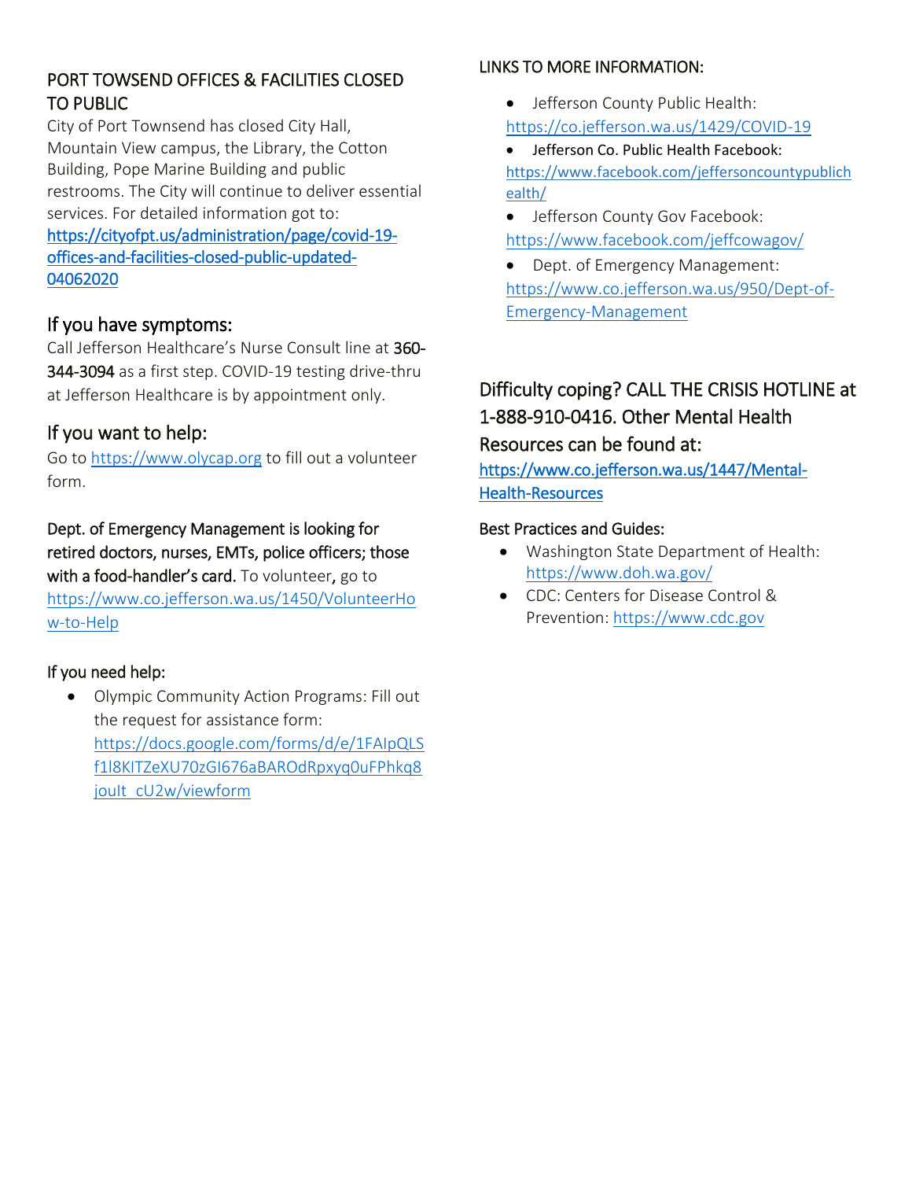## PORT TOWSEND OFFICES & FACILITIES CLOSED TO PUBLIC

City of Port Townsend has closed City Hall, Mountain View campus, the Library, the Cotton Building, Pope Marine Building and public restrooms. The City will continue to deliver essential services. For detailed information got to: https://cityofpt.us/administration/page/covid-19-offices-and-facilities-closed-public-updated-04062020

## If you have symptoms:

Call Jefferson Healthcare's Nurse Consult line at 360-344-3094 as a first step. COVID-19 testing drive-thru at Jefferson Healthcare is by appointment only.

## If you want to help:

Go to https://www.olycap.org to fill out a volunteer form.

Dept. of Emergency Management is looking for retired doctors, nurses, EMTs, police officers; those with a food-handler's card. To volunteer, go to https://www.co.jefferson.wa.us/1450/VolunteerHow-to-Help

### If you need help:

- Olympic Community Action Programs: Fill out the request for assistance form: https://docs.google.com/forms/d/e/1FAIpQLSf1l8KITZeXU70zGI676aBARodRpxyq0uFPhkq8joult_cU2w/viewform

### LINKS TO MORE INFORMATION:

- Jefferson County Public Health: https://co.jefferson.wa.us/1429/COVID-19
- Jefferson Co. Public Health Facebook: https://www.facebook.com/jeffersoncountypublichealth/
- Jefferson County Gov Facebook: https://www.facebook.com/jeffcowagov/
- Dept. of Emergency Management: https://www.co.jefferson.wa.us/950/Dept-of-Emergency-Management

## Difficulty coping? CALL THE CRISIS HOTLINE at 1-888-910-0416. Other Mental Health Resources can be found at:

https://www.co.jefferson.wa.us/1447/Mental-Health-Resources

### Best Practices and Guides:

- Washington State Department of Health: https://www.doh.wa.gov/
- CDC: Centers for Disease Control & Prevention: https://www.cdc.gov